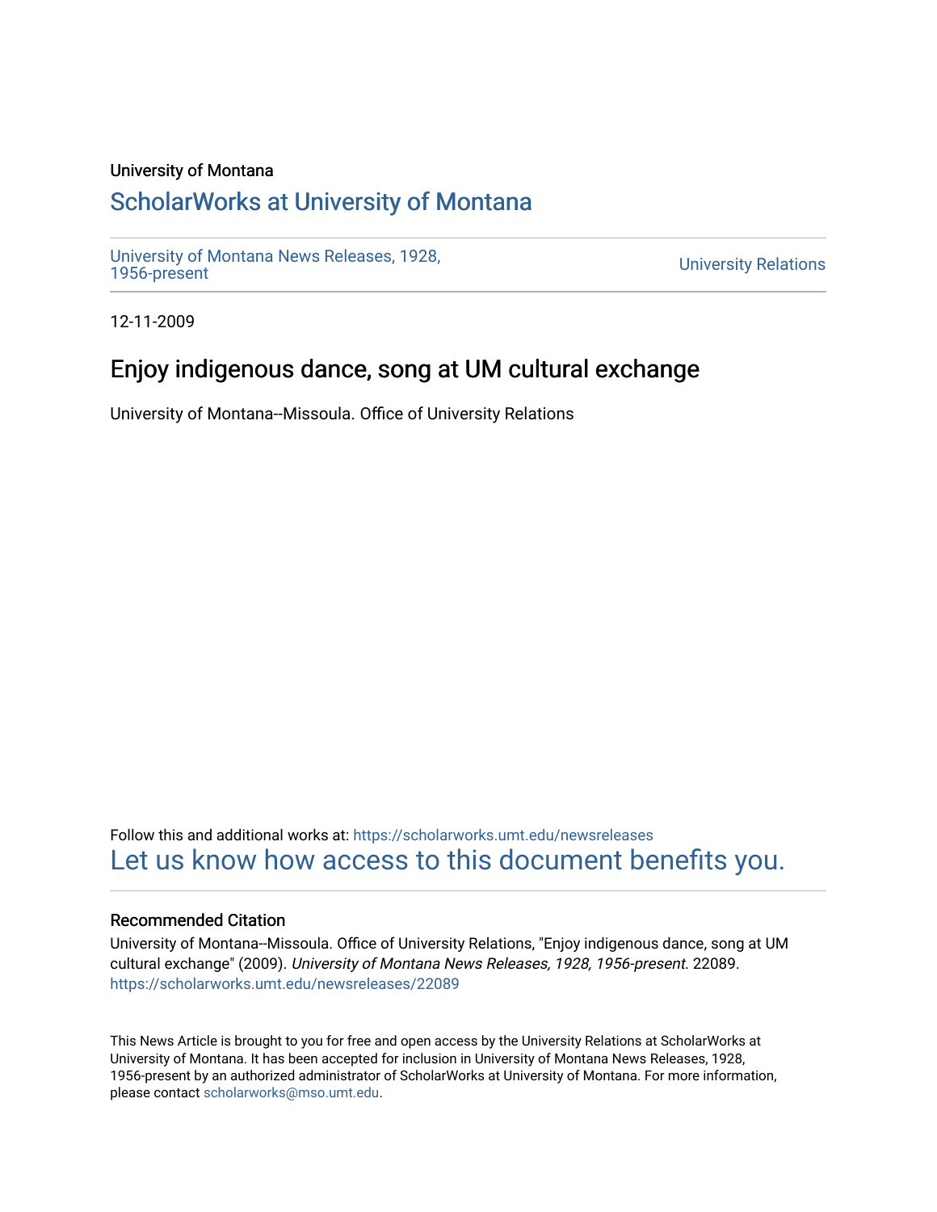University of Montana

# ScholarWorks at University of Montana

University of Montana News Releases, 1928, 1956-present

University Relations

12-11-2009

## Enjoy indigenous dance, song at UM cultural exchange

University of Montana--Missoula. Office of University Relations

Follow this and additional works at: https://scholarworks.umt.edu/newsreleases

Let us know how access to this document benefits you.

### Recommended Citation

University of Montana--Missoula. Office of University Relations, "Enjoy indigenous dance, song at UM cultural exchange" (2009). *University of Montana News Releases, 1928, 1956-present*. 22089. https://scholarworks.umt.edu/newsreleases/22089

This News Article is brought to you for free and open access by the University Relations at ScholarWorks at University of Montana. It has been accepted for inclusion in University of Montana News Releases, 1928, 1956-present by an authorized administrator of ScholarWorks at University of Montana. For more information, please contact scholarworks@mso.umt.edu.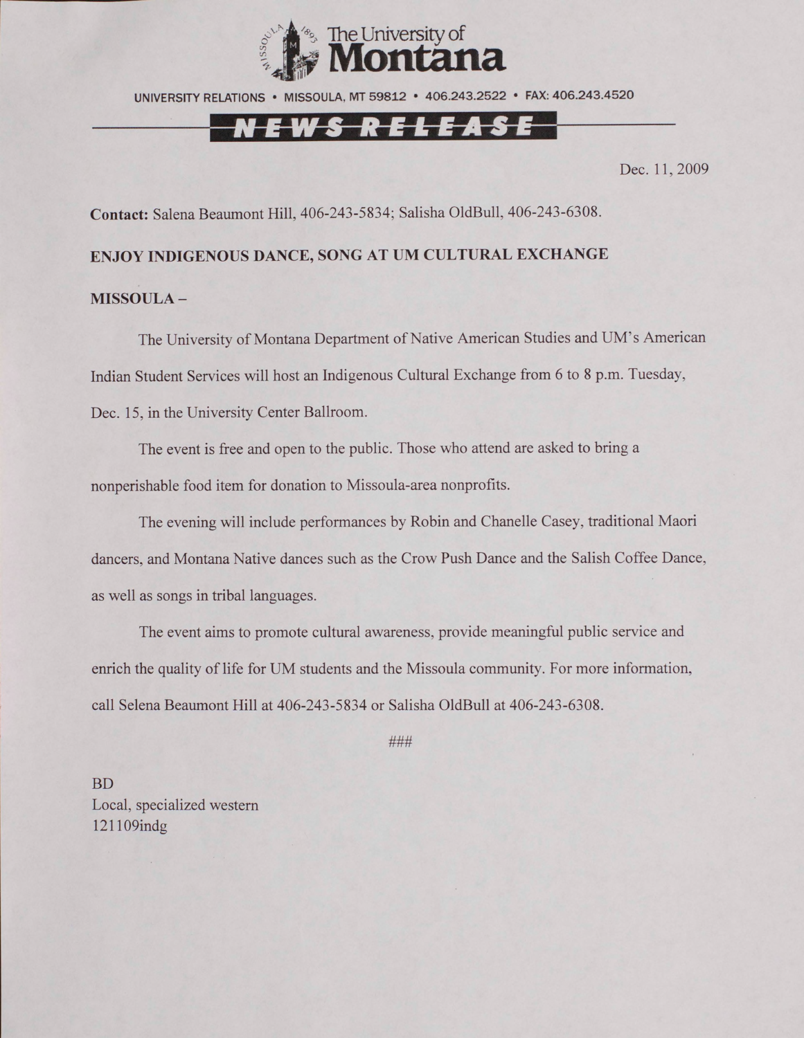The University of Montana

UNIVERSITY RELATIONS • MISSOULA, MT 59812 • 406.243.2522 • FAX: 406.243.4520

**NEWS RELEASE**

Dec. 11, 2009

**Contact:** Salena Beaumont Hill, 406-243-5834; Salisha OldBull, 406-243-6308.

**ENJOY INDIGENOUS DANCE, SONG AT UM CULTURAL EXCHANGE**

**MISSOULA –**

The University of Montana Department of Native American Studies and UM's American Indian Student Services will host an Indigenous Cultural Exchange from 6 to 8 p.m. Tuesday, Dec. 15, in the University Center Ballroom.

The event is free and open to the public. Those who attend are asked to bring a nonperishable food item for donation to Missoula-area nonprofits.

The evening will include performances by Robin and Chanelle Casey, traditional Maori dancers, and Montana Native dances such as the Crow Push Dance and the Salish Coffee Dance, as well as songs in tribal languages.

The event aims to promote cultural awareness, provide meaningful public service and enrich the quality of life for UM students and the Missoula community. For more information, call Selena Beaumont Hill at 406-243-5834 or Salisha OldBull at 406-243-6308.

###

BD
Local, specialized western
121109indg